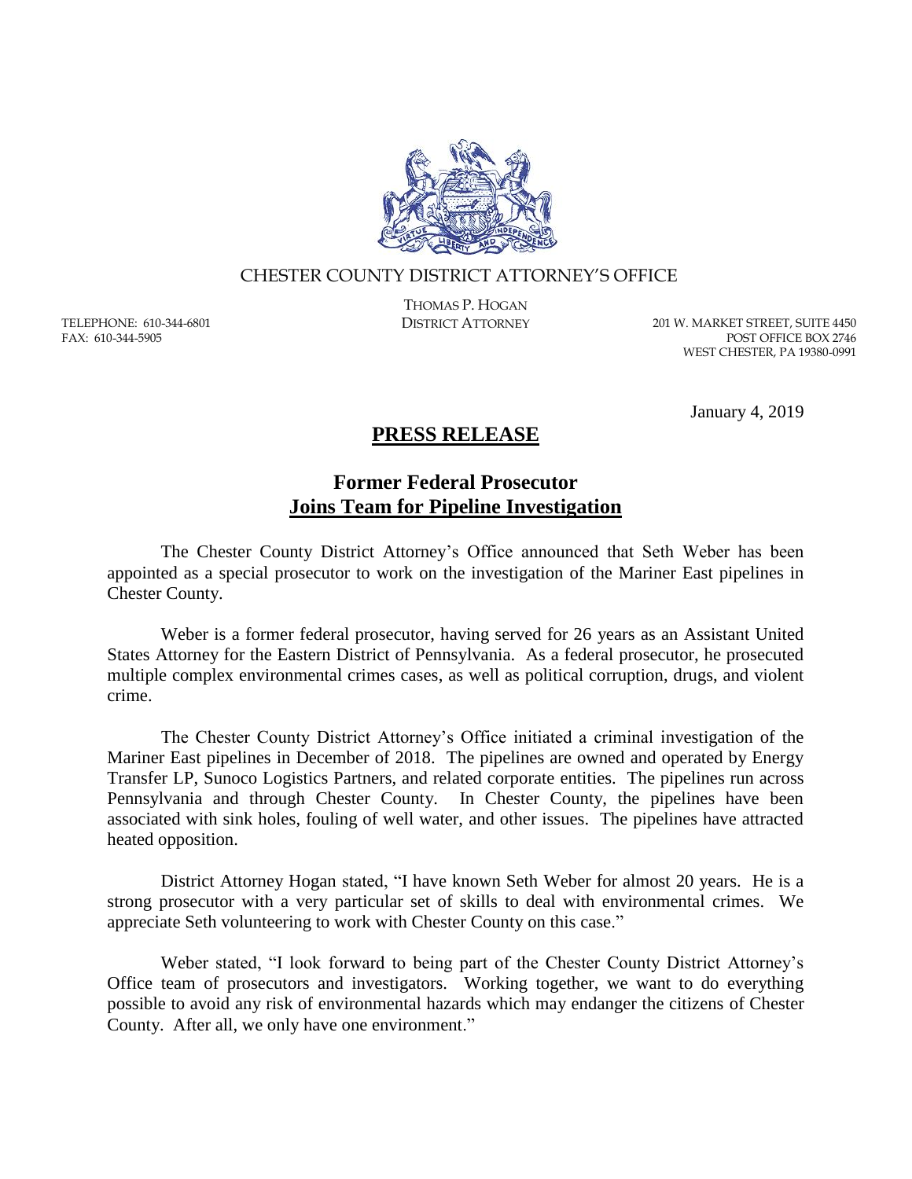CHESTER COUNTY DISTRICT ATTORNEY'S OFFICE

THOMAS P. HOGAN
DISTRICT ATTORNEY

TELEPHONE: 610-344-6801
FAX: 610-344-5905

201 W. MARKET STREET, SUITE 4450
POST OFFICE BOX 2746
WEST CHESTER, PA 19380-0991

January 4, 2019

# PRESS RELEASE

## Former Federal Prosecutor Joins Team for Pipeline Investigation

The Chester County District Attorney's Office announced that Seth Weber has been appointed as a special prosecutor to work on the investigation of the Mariner East pipelines in Chester County.

Weber is a former federal prosecutor, having served for 26 years as an Assistant United States Attorney for the Eastern District of Pennsylvania. As a federal prosecutor, he prosecuted multiple complex environmental crimes cases, as well as political corruption, drugs, and violent crime.

The Chester County District Attorney's Office initiated a criminal investigation of the Mariner East pipelines in December of 2018. The pipelines are owned and operated by Energy Transfer LP, Sunoco Logistics Partners, and related corporate entities. The pipelines run across Pennsylvania and through Chester County. In Chester County, the pipelines have been associated with sink holes, fouling of well water, and other issues. The pipelines have attracted heated opposition.

District Attorney Hogan stated, "I have known Seth Weber for almost 20 years. He is a strong prosecutor with a very particular set of skills to deal with environmental crimes. We appreciate Seth volunteering to work with Chester County on this case."

Weber stated, "I look forward to being part of the Chester County District Attorney's Office team of prosecutors and investigators. Working together, we want to do everything possible to avoid any risk of environmental hazards which may endanger the citizens of Chester County. After all, we only have one environment."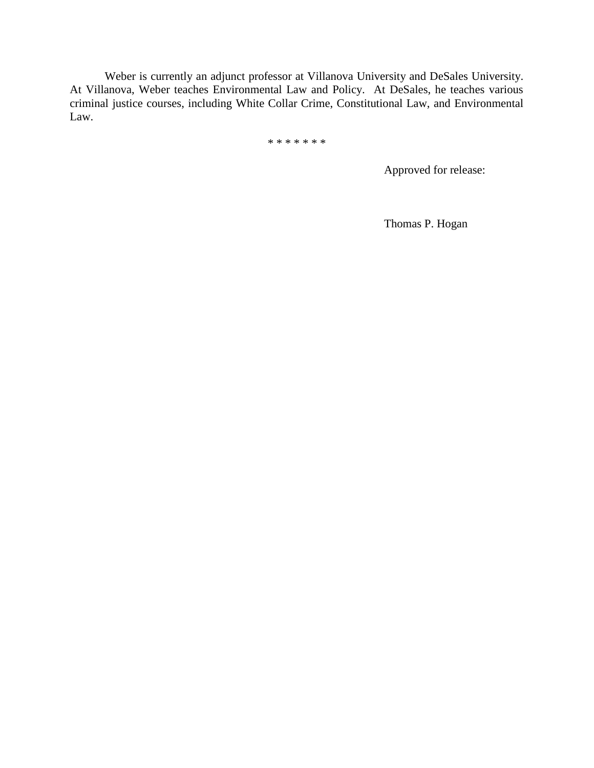Weber is currently an adjunct professor at Villanova University and DeSales University. At Villanova, Weber teaches Environmental Law and Policy. At DeSales, he teaches various criminal justice courses, including White Collar Crime, Constitutional Law, and Environmental Law.

* * * * * * *

Approved for release:

Thomas P. Hogan